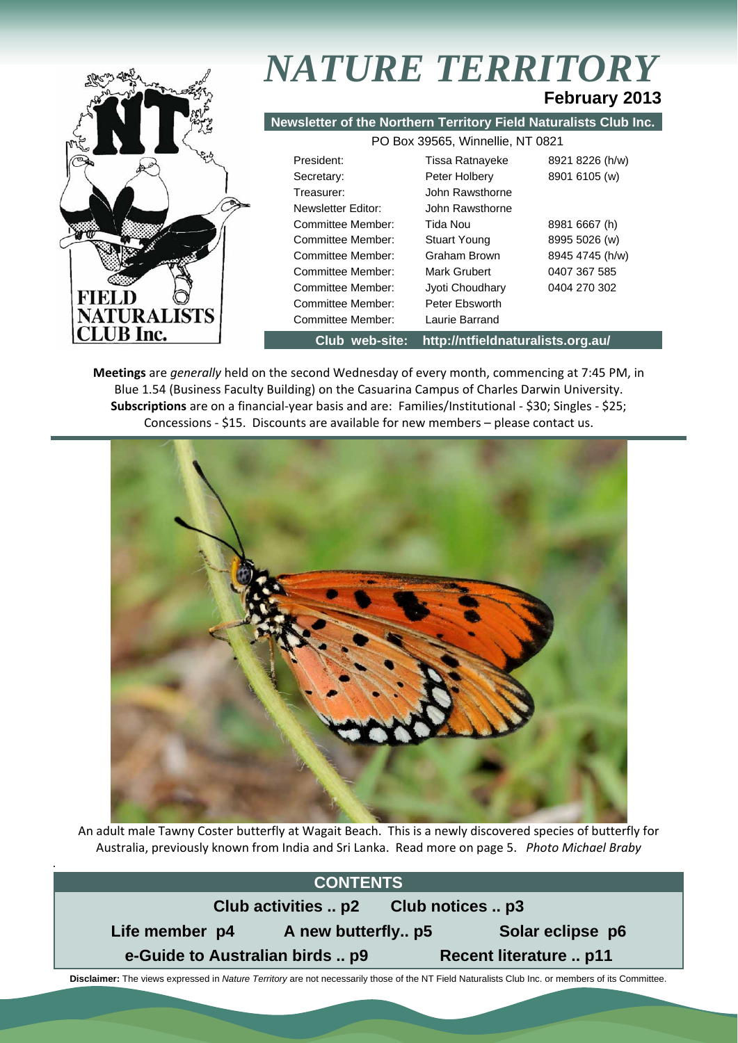# *NATURE TERRITORY*

**February 2013**

**Newsletter of the Northern Territory Field Naturalists Club Inc.**

PO Box 39565, Winnellie, NT 0821

| | | |
|---|---|---|
| President: | Tissa Ratnayeke | 8921 8226 (h/w) |
| Secretary: | Peter Holbery | 8901 6105 (w) |
| Treasurer: | John Rawsthorne | |
| Newsletter Editor: | John Rawsthorne | |
| Committee Member: | Tida Nou | 8981 6667 (h) |
| Committee Member: | Stuart Young | 8995 5026 (w) |
| Committee Member: | Graham Brown | 8945 4745 (h/w) |
| Committee Member: | Mark Grubert | 0407 367 585 |
| Committee Member: | Jyoti Choudhary | 0404 270 302 |
| Committee Member: | Peter Ebsworth | |
| Committee Member: | Laurie Barrand | |

**Club web-site: http://ntfieldnaturalists.org.au/**

**Meetings** are *generally* held on the second Wednesday of every month, commencing at 7:45 PM, in Blue 1.54 (Business Faculty Building) on the Casuarina Campus of Charles Darwin University. **Subscriptions** are on a financial-year basis and are: Families/Institutional - $30; Singles - $25; Concessions - $15. Discounts are available for new members – please contact us.

An adult male Tawny Coster butterfly at Wagait Beach. This is a newly discovered species of butterfly for Australia, previously known from India and Sri Lanka. Read more on page 5. *Photo Michael Braby*

## CONTENTS

**Club activities .. p2** **Club notices .. p3**

**Life member p4** **A new butterfly.. p5** **Solar eclipse p6**

**e-Guide to Australian birds .. p9** **Recent literature .. p11**

**Disclaimer:** The views expressed in *Nature Territory* are not necessarily those of the NT Field Naturalists Club Inc. or members of its Committee.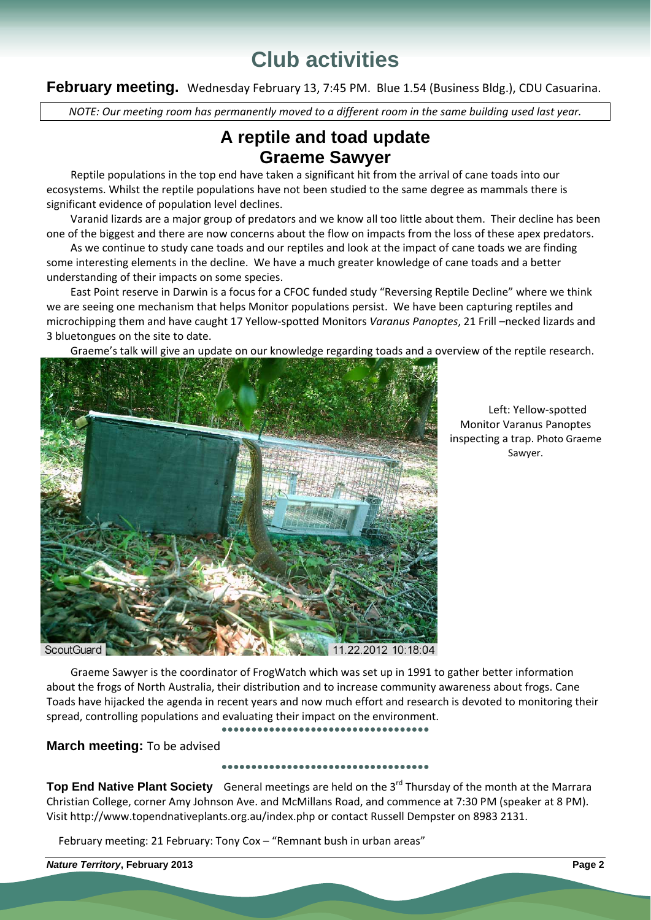# Club activities

**February meeting.** Wednesday February 13, 7:45 PM. Blue 1.54 (Business Bldg.), CDU Casuarina.

*NOTE: Our meeting room has permanently moved to a different room in the same building used last year.*

## A reptile and toad update
## Graeme Sawyer

Reptile populations in the top end have taken a significant hit from the arrival of cane toads into our ecosystems. Whilst the reptile populations have not been studied to the same degree as mammals there is significant evidence of population level declines.

Varanid lizards are a major group of predators and we know all too little about them. Their decline has been one of the biggest and there are now concerns about the flow on impacts from the loss of these apex predators.

As we continue to study cane toads and our reptiles and look at the impact of cane toads we are finding some interesting elements in the decline. We have a much greater knowledge of cane toads and a better understanding of their impacts on some species.

East Point reserve in Darwin is a focus for a CFOC funded study "Reversing Reptile Decline" where we think we are seeing one mechanism that helps Monitor populations persist. We have been capturing reptiles and microchipping them and have caught 17 Yellow-spotted Monitors *Varanus Panoptes*, 21 Frill –necked lizards and 3 bluetongues on the site to date.

Graeme's talk will give an update on our knowledge regarding toads and a overview of the reptile research.

Left: Yellow-spotted Monitor Varanus Panoptes inspecting a trap. Photo Graeme Sawyer.

Graeme Sawyer is the coordinator of FrogWatch which was set up in 1991 to gather better information about the frogs of North Australia, their distribution and to increase community awareness about frogs. Cane Toads have hijacked the agenda in recent years and now much effort and research is devoted to monitoring their spread, controlling populations and evaluating their impact on the environment.

**March meeting:** To be advised

**Top End Native Plant Society** General meetings are held on the 3rd Thursday of the month at the Marrara Christian College, corner Amy Johnson Ave. and McMillans Road, and commence at 7:30 PM (speaker at 8 PM). Visit http://www.topendnativeplants.org.au/index.php or contact Russell Dempster on 8983 2131.

February meeting: 21 February: Tony Cox – "Remnant bush in urban areas"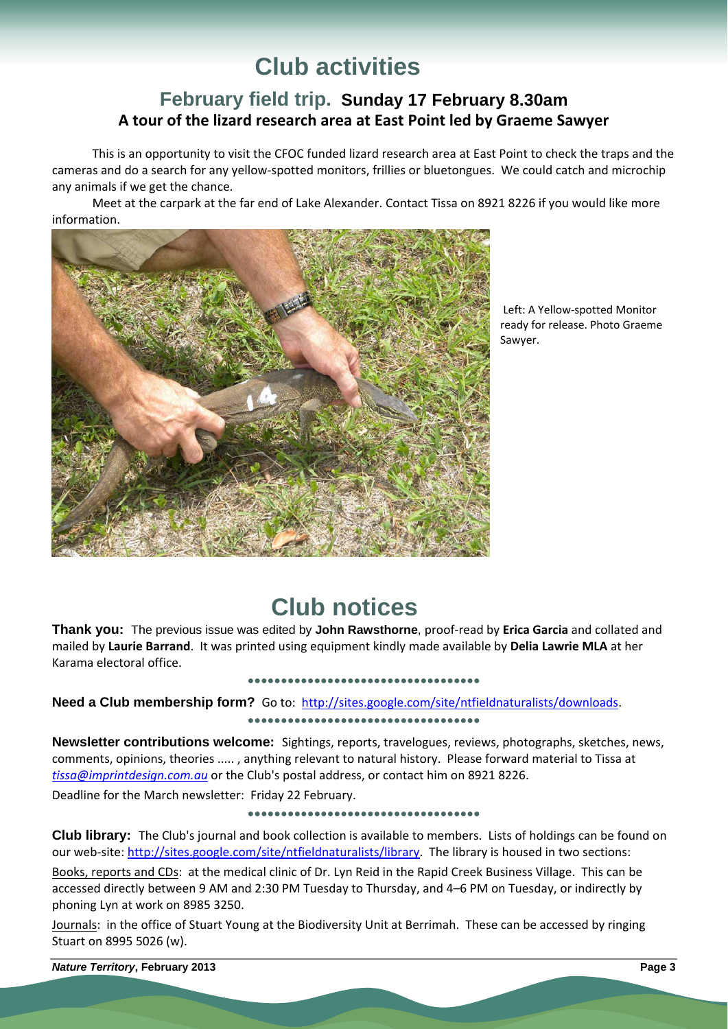# Club activities

## February field trip. Sunday 17 February 8.30am

### A tour of the lizard research area at East Point led by Graeme Sawyer

This is an opportunity to visit the CFOC funded lizard research area at East Point to check the traps and the cameras and do a search for any yellow-spotted monitors, frillies or bluetongues. We could catch and microchip any animals if we get the chance.

Meet at the carpark at the far end of Lake Alexander. Contact Tissa on 8921 8226 if you would like more information.

Left: A Yellow-spotted Monitor ready for release. Photo Graeme Sawyer.

# Club notices

**Thank you:** The previous issue was edited by **John Rawsthorne**, proof-read by **Erica Garcia** and collated and mailed by **Laurie Barrand**. It was printed using equipment kindly made available by **Delia Lawrie MLA** at her Karama electoral office.

**Need a Club membership form?** Go to: http://sites.google.com/site/ntfieldnaturalists/downloads.

**Newsletter contributions welcome:** Sightings, reports, travelogues, reviews, photographs, sketches, news, comments, opinions, theories ..... , anything relevant to natural history. Please forward material to Tissa at *tissa@imprintdesign.com.au* or the Club's postal address, or contact him on 8921 8226.

Deadline for the March newsletter: Friday 22 February.

**Club library:** The Club's journal and book collection is available to members. Lists of holdings can be found on our web-site: http://sites.google.com/site/ntfieldnaturalists/library. The library is housed in two sections:

Books, reports and CDs: at the medical clinic of Dr. Lyn Reid in the Rapid Creek Business Village. This can be accessed directly between 9 AM and 2:30 PM Tuesday to Thursday, and 4–6 PM on Tuesday, or indirectly by phoning Lyn at work on 8985 3250.

Journals: in the office of Stuart Young at the Biodiversity Unit at Berrimah. These can be accessed by ringing Stuart on 8995 5026 (w).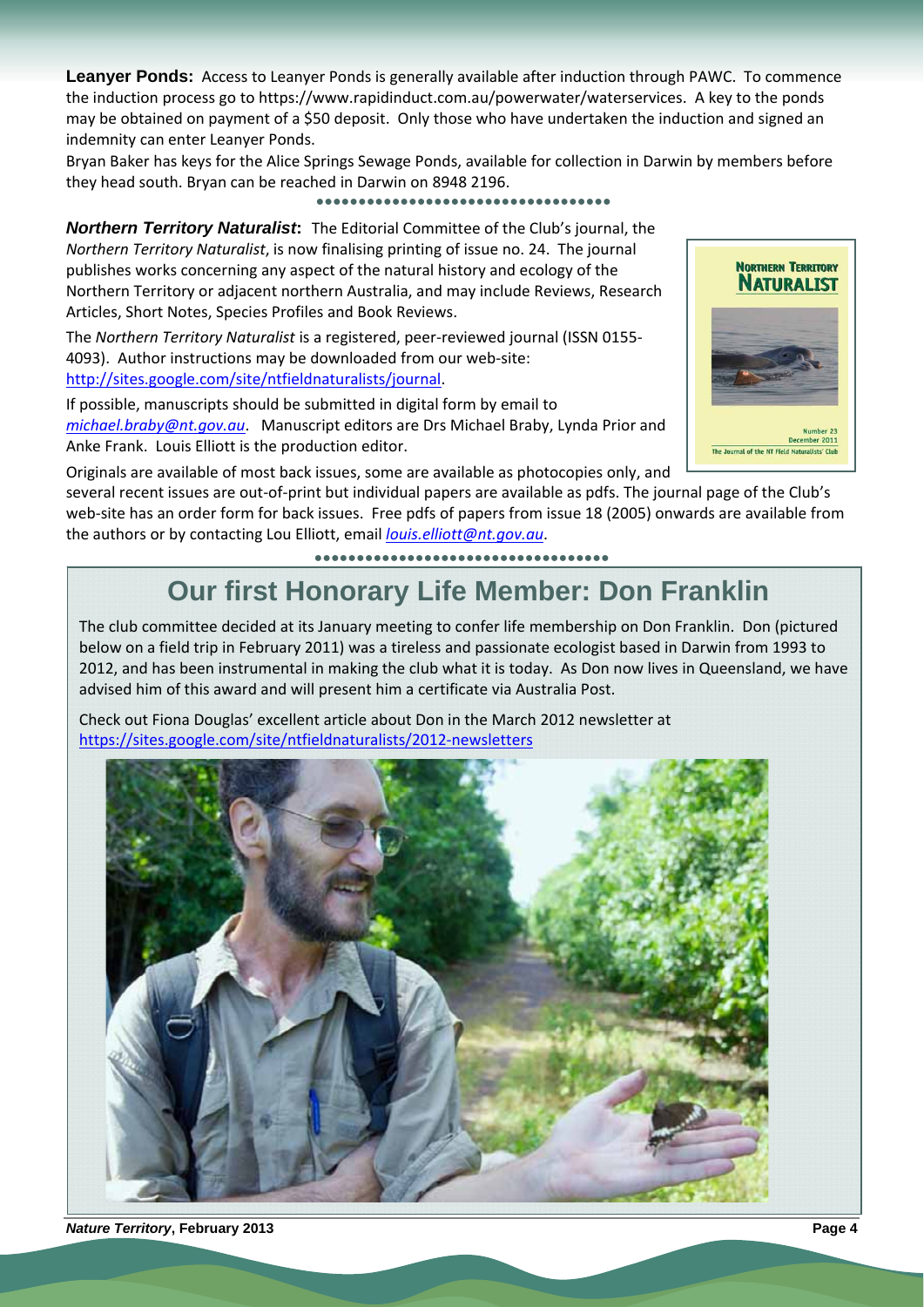**Leanyer Ponds:** Access to Leanyer Ponds is generally available after induction through PAWC. To commence the induction process go to https://www.rapidinduct.com.au/powerwater/waterservices. A key to the ponds may be obtained on payment of a $50 deposit. Only those who have undertaken the induction and signed an indemnity can enter Leanyer Ponds.

Bryan Baker has keys for the Alice Springs Sewage Ponds, available for collection in Darwin by members before they head south. Bryan can be reached in Darwin on 8948 2196.

***Northern Territory Naturalist*:** The Editorial Committee of the Club's journal, the *Northern Territory Naturalist*, is now finalising printing of issue no. 24. The journal publishes works concerning any aspect of the natural history and ecology of the Northern Territory or adjacent northern Australia, and may include Reviews, Research Articles, Short Notes, Species Profiles and Book Reviews.

The *Northern Territory Naturalist* is a registered, peer-reviewed journal (ISSN 0155-4093). Author instructions may be downloaded from our web-site: http://sites.google.com/site/ntfieldnaturalists/journal.

If possible, manuscripts should be submitted in digital form by email to *michael.braby@nt.gov.au*. Manuscript editors are Drs Michael Braby, Lynda Prior and Anke Frank. Louis Elliott is the production editor.

Originals are available of most back issues, some are available as photocopies only, and several recent issues are out-of-print but individual papers are available as pdfs. The journal page of the Club's web-site has an order form for back issues. Free pdfs of papers from issue 18 (2005) onwards are available from the authors or by contacting Lou Elliott, email *louis.elliott@nt.gov.au*.

## Our first Honorary Life Member: Don Franklin

The club committee decided at its January meeting to confer life membership on Don Franklin. Don (pictured below on a field trip in February 2011) was a tireless and passionate ecologist based in Darwin from 1993 to 2012, and has been instrumental in making the club what it is today. As Don now lives in Queensland, we have advised him of this award and will present him a certificate via Australia Post.

Check out Fiona Douglas' excellent article about Don in the March 2012 newsletter at https://sites.google.com/site/ntfieldnaturalists/2012-newsletters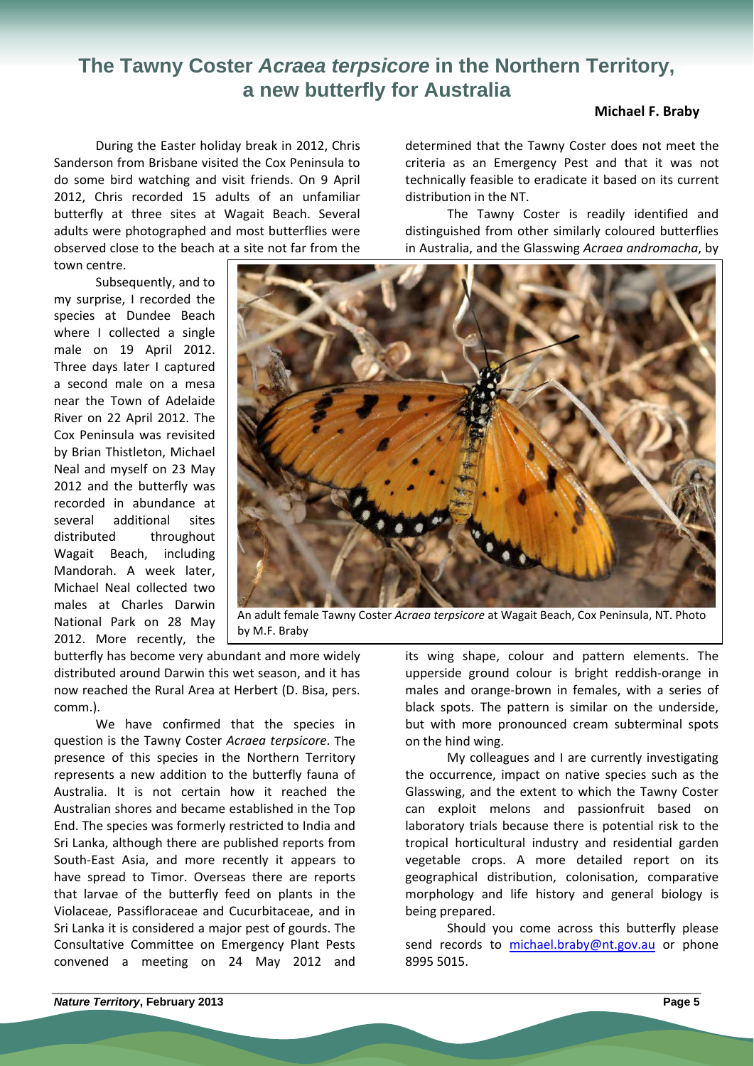# The Tawny Coster *Acraea terpsicore* in the Northern Territory, a new butterfly for Australia

**Michael F. Braby**

During the Easter holiday break in 2012, Chris Sanderson from Brisbane visited the Cox Peninsula to do some bird watching and visit friends. On 9 April 2012, Chris recorded 15 adults of an unfamiliar butterfly at three sites at Wagait Beach. Several adults were photographed and most butterflies were observed close to the beach at a site not far from the town centre.

Subsequently, and to my surprise, I recorded the species at Dundee Beach where I collected a single male on 19 April 2012. Three days later I captured a second male on a mesa near the Town of Adelaide River on 22 April 2012. The Cox Peninsula was revisited by Brian Thistleton, Michael Neal and myself on 23 May 2012 and the butterfly was recorded in abundance at several additional sites distributed throughout Wagait Beach, including Mandorah. A week later, Michael Neal collected two males at Charles Darwin National Park on 28 May 2012. More recently, the butterfly has become very abundant and more widely distributed around Darwin this wet season, and it has now reached the Rural Area at Herbert (D. Bisa, pers. comm.).

We have confirmed that the species in question is the Tawny Coster *Acraea terpsicore*. The presence of this species in the Northern Territory represents a new addition to the butterfly fauna of Australia. It is not certain how it reached the Australian shores and became established in the Top End. The species was formerly restricted to India and Sri Lanka, although there are published reports from South-East Asia, and more recently it appears to have spread to Timor. Overseas there are reports that larvae of the butterfly feed on plants in the Violaceae, Passifloraceae and Cucurbitaceae, and in Sri Lanka it is considered a major pest of gourds. The Consultative Committee on Emergency Plant Pests convened a meeting on 24 May 2012 and determined that the Tawny Coster does not meet the criteria as an Emergency Pest and that it was not technically feasible to eradicate it based on its current distribution in the NT.

The Tawny Coster is readily identified and distinguished from other similarly coloured butterflies in Australia, and the Glasswing *Acraea andromacha*, by its wing shape, colour and pattern elements. The upperside ground colour is bright reddish-orange in males and orange-brown in females, with a series of black spots. The pattern is similar on the underside, but with more pronounced cream subterminal spots on the hind wing.

An adult female Tawny Coster *Acraea terpsicore* at Wagait Beach, Cox Peninsula, NT. Photo by M.F. Braby

My colleagues and I are currently investigating the occurrence, impact on native species such as the Glasswing, and the extent to which the Tawny Coster can exploit melons and passionfruit based on laboratory trials because there is potential risk to the tropical horticultural industry and residential garden vegetable crops. A more detailed report on its geographical distribution, colonisation, comparative morphology and life history and general biology is being prepared.

Should you come across this butterfly please send records to michael.braby@nt.gov.au or phone 8995 5015.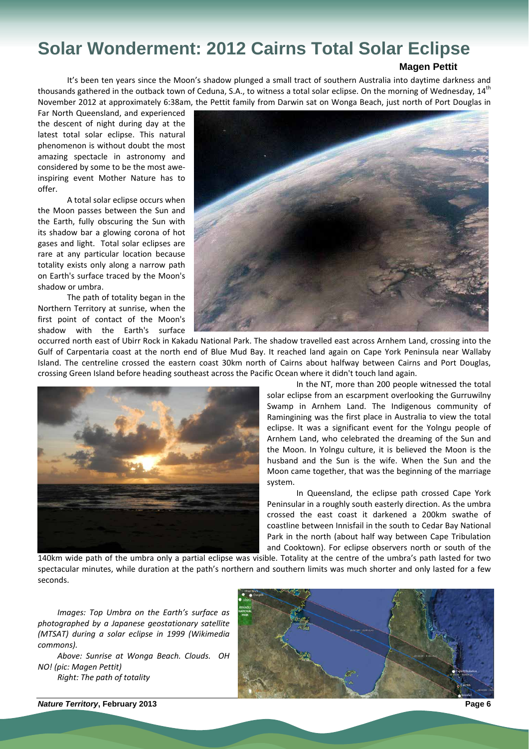# Solar Wonderment: 2012 Cairns Total Solar Eclipse

**Magen Pettit**

It's been ten years since the Moon's shadow plunged a small tract of southern Australia into daytime darkness and thousands gathered in the outback town of Ceduna, S.A., to witness a total solar eclipse. On the morning of Wednesday, 14th November 2012 at approximately 6:38am, the Pettit family from Darwin sat on Wonga Beach, just north of Port Douglas in Far North Queensland, and experienced the descent of night during day at the latest total solar eclipse. This natural phenomenon is without doubt the most amazing spectacle in astronomy and considered by some to be the most awe-inspiring event Mother Nature has to offer.

A total solar eclipse occurs when the Moon passes between the Sun and the Earth, fully obscuring the Sun with its shadow bar a glowing corona of hot gases and light. Total solar eclipses are rare at any particular location because totality exists only along a narrow path on Earth's surface traced by the Moon's shadow or umbra.

The path of totality began in the Northern Territory at sunrise, when the first point of contact of the Moon's shadow with the Earth's surface occurred north east of Ubirr Rock in Kakadu National Park. The shadow travelled east across Arnhem Land, crossing into the Gulf of Carpentaria coast at the north end of Blue Mud Bay. It reached land again on Cape York Peninsula near Wallaby Island. The centreline crossed the eastern coast 30km north of Cairns about halfway between Cairns and Port Douglas, crossing Green Island before heading southeast across the Pacific Ocean where it didn't touch land again.

In the NT, more than 200 people witnessed the total solar eclipse from an escarpment overlooking the Gurruwilny Swamp in Arnhem Land. The Indigenous community of Ramingining was the first place in Australia to view the total eclipse. It was a significant event for the Yolngu people of Arnhem Land, who celebrated the dreaming of the Sun and the Moon. In Yolngu culture, it is believed the Moon is the husband and the Sun is the wife. When the Sun and the Moon came together, that was the beginning of the marriage system.

In Queensland, the eclipse path crossed Cape York Peninsular in a roughly south easterly direction. As the umbra crossed the east coast it darkened a 200km swathe of coastline between Innisfail in the south to Cedar Bay National Park in the north (about half way between Cape Tribulation and Cooktown). For eclipse observers north or south of the 140km wide path of the umbra only a partial eclipse was visible. Totality at the centre of the umbra's path lasted for two spectacular minutes, while duration at the path's northern and southern limits was much shorter and only lasted for a few seconds.

*Images: Top Umbra on the Earth's surface as photographed by a Japanese geostationary satellite (MTSAT) during a solar eclipse in 1999 (Wikimedia commons).*

*Above: Sunrise at Wonga Beach. Clouds. OH NO! (pic: Magen Pettit)*

*Right: The path of totality*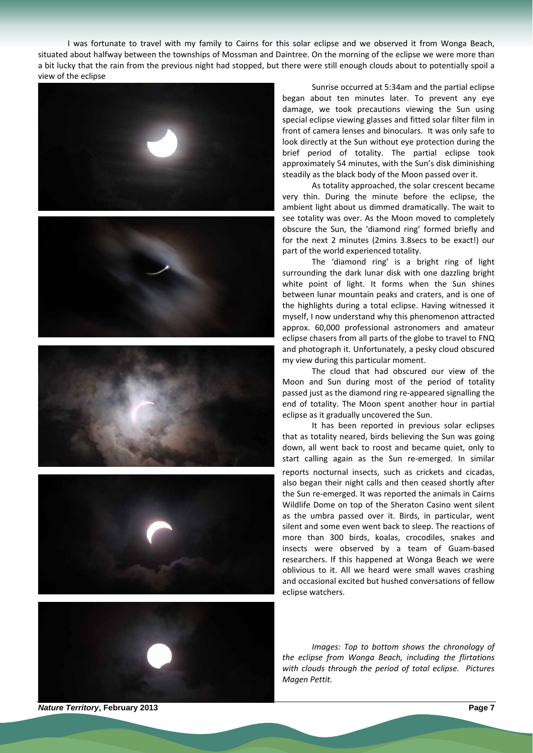I was fortunate to travel with my family to Cairns for this solar eclipse and we observed it from Wonga Beach, situated about halfway between the townships of Mossman and Daintree. On the morning of the eclipse we were more than a bit lucky that the rain from the previous night had stopped, but there were still enough clouds about to potentially spoil a view of the eclipse

Sunrise occurred at 5:34am and the partial eclipse began about ten minutes later. To prevent any eye damage, we took precautions viewing the Sun using special eclipse viewing glasses and fitted solar filter film in front of camera lenses and binoculars. It was only safe to look directly at the Sun without eye protection during the brief period of totality. The partial eclipse took approximately 54 minutes, with the Sun's disk diminishing steadily as the black body of the Moon passed over it.

As totality approached, the solar crescent became very thin. During the minute before the eclipse, the ambient light about us dimmed dramatically. The wait to see totality was over. As the Moon moved to completely obscure the Sun, the 'diamond ring' formed briefly and for the next 2 minutes (2mins 3.8secs to be exact!) our part of the world experienced totality.

The 'diamond ring' is a bright ring of light surrounding the dark lunar disk with one dazzling bright white point of light. It forms when the Sun shines between lunar mountain peaks and craters, and is one of the highlights during a total eclipse. Having witnessed it myself, I now understand why this phenomenon attracted approx. 60,000 professional astronomers and amateur eclipse chasers from all parts of the globe to travel to FNQ and photograph it. Unfortunately, a pesky cloud obscured my view during this particular moment.

The cloud that had obscured our view of the Moon and Sun during most of the period of totality passed just as the diamond ring re-appeared signalling the end of totality. The Moon spent another hour in partial eclipse as it gradually uncovered the Sun.

It has been reported in previous solar eclipses that as totality neared, birds believing the Sun was going down, all went back to roost and became quiet, only to start calling again as the Sun re-emerged. In similar reports nocturnal insects, such as crickets and cicadas, also began their night calls and then ceased shortly after the Sun re-emerged. It was reported the animals in Cairns Wildlife Dome on top of the Sheraton Casino went silent as the umbra passed over it. Birds, in particular, went silent and some even went back to sleep. The reactions of more than 300 birds, koalas, crocodiles, snakes and insects were observed by a team of Guam-based researchers. If this happened at Wonga Beach we were oblivious to it. All we heard were small waves crashing and occasional excited but hushed conversations of fellow eclipse watchers.

*Images: Top to bottom shows the chronology of the eclipse from Wonga Beach, including the flirtations with clouds through the period of total eclipse. Pictures Magen Pettit.*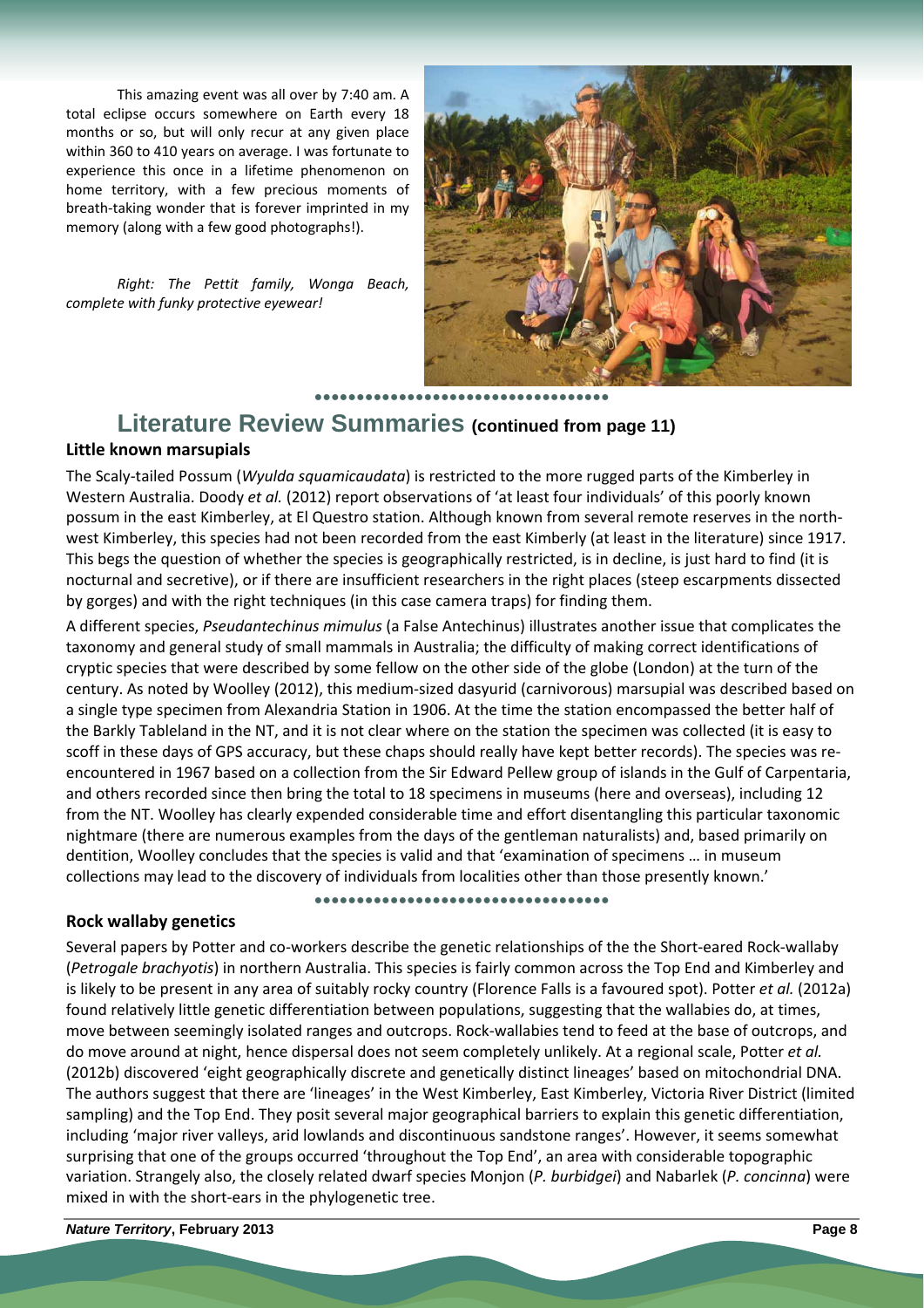This amazing event was all over by 7:40 am. A total eclipse occurs somewhere on Earth every 18 months or so, but will only recur at any given place within 360 to 410 years on average. I was fortunate to experience this once in a lifetime phenomenon on home territory, with a few precious moments of breath-taking wonder that is forever imprinted in my memory (along with a few good photographs!).

*Right: The Pettit family, Wonga Beach, complete with funky protective eyewear!*

## Literature Review Summaries (continued from page 11)

### Little known marsupials

The Scaly-tailed Possum (*Wyulda squamicaudata*) is restricted to the more rugged parts of the Kimberley in Western Australia. Doody *et al.* (2012) report observations of 'at least four individuals' of this poorly known possum in the east Kimberley, at El Questro station. Although known from several remote reserves in the north-west Kimberley, this species had not been recorded from the east Kimberly (at least in the literature) since 1917. This begs the question of whether the species is geographically restricted, is in decline, is just hard to find (it is nocturnal and secretive), or if there are insufficient researchers in the right places (steep escarpments dissected by gorges) and with the right techniques (in this case camera traps) for finding them.

A different species, *Pseudantechinus mimulus* (a False Antechinus) illustrates another issue that complicates the taxonomy and general study of small mammals in Australia; the difficulty of making correct identifications of cryptic species that were described by some fellow on the other side of the globe (London) at the turn of the century. As noted by Woolley (2012), this medium-sized dasyurid (carnivorous) marsupial was described based on a single type specimen from Alexandria Station in 1906. At the time the station encompassed the better half of the Barkly Tableland in the NT, and it is not clear where on the station the specimen was collected (it is easy to scoff in these days of GPS accuracy, but these chaps should really have kept better records). The species was re-encountered in 1967 based on a collection from the Sir Edward Pellew group of islands in the Gulf of Carpentaria, and others recorded since then bring the total to 18 specimens in museums (here and overseas), including 12 from the NT. Woolley has clearly expended considerable time and effort disentangling this particular taxonomic nightmare (there are numerous examples from the days of the gentleman naturalists) and, based primarily on dentition, Woolley concludes that the species is valid and that 'examination of specimens … in museum collections may lead to the discovery of individuals from localities other than those presently known.'

### Rock wallaby genetics

Several papers by Potter and co-workers describe the genetic relationships of the the Short-eared Rock-wallaby (*Petrogale brachyotis*) in northern Australia. This species is fairly common across the Top End and Kimberley and is likely to be present in any area of suitably rocky country (Florence Falls is a favoured spot). Potter *et al.* (2012a) found relatively little genetic differentiation between populations, suggesting that the wallabies do, at times, move between seemingly isolated ranges and outcrops. Rock-wallabies tend to feed at the base of outcrops, and do move around at night, hence dispersal does not seem completely unlikely. At a regional scale, Potter *et al.* (2012b) discovered 'eight geographically discrete and genetically distinct lineages' based on mitochondrial DNA. The authors suggest that there are 'lineages' in the West Kimberley, East Kimberley, Victoria River District (limited sampling) and the Top End. They posit several major geographical barriers to explain this genetic differentiation, including 'major river valleys, arid lowlands and discontinuous sandstone ranges'. However, it seems somewhat surprising that one of the groups occurred 'throughout the Top End', an area with considerable topographic variation. Strangely also, the closely related dwarf species Monjon (*P. burbidgei*) and Nabarlek (*P. concinna*) were mixed in with the short-ears in the phylogenetic tree.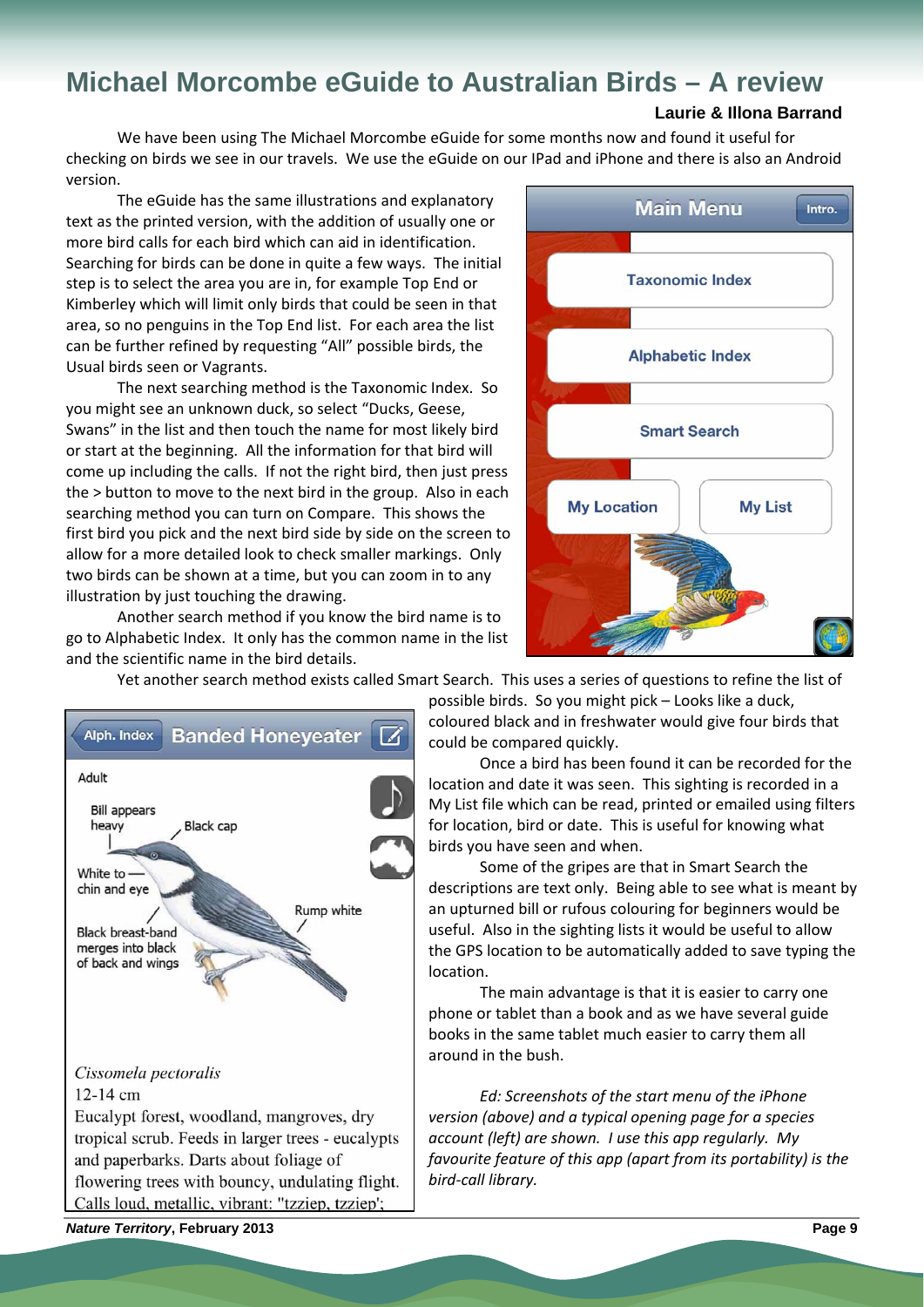# Michael Morcombe eGuide to Australian Birds – A review

**Laurie & Illona Barrand**

We have been using The Michael Morcombe eGuide for some months now and found it useful for checking on birds we see in our travels. We use the eGuide on our IPad and iPhone and there is also an Android version.

The eGuide has the same illustrations and explanatory text as the printed version, with the addition of usually one or more bird calls for each bird which can aid in identification. Searching for birds can be done in quite a few ways. The initial step is to select the area you are in, for example Top End or Kimberley which will limit only birds that could be seen in that area, so no penguins in the Top End list. For each area the list can be further refined by requesting "All" possible birds, the Usual birds seen or Vagrants.

The next searching method is the Taxonomic Index. So you might see an unknown duck, so select "Ducks, Geese, Swans" in the list and then touch the name for most likely bird or start at the beginning. All the information for that bird will come up including the calls. If not the right bird, then just press the > button to move to the next bird in the group. Also in each searching method you can turn on Compare. This shows the first bird you pick and the next bird side by side on the screen to allow for a more detailed look to check smaller markings. Only two birds can be shown at a time, but you can zoom in to any illustration by just touching the drawing.

Another search method if you know the bird name is to go to Alphabetic Index. It only has the common name in the list and the scientific name in the bird details.

Yet another search method exists called Smart Search. This uses a series of questions to refine the list of possible birds. So you might pick – Looks like a duck, coloured black and in freshwater would give four birds that could be compared quickly.

Once a bird has been found it can be recorded for the location and date it was seen. This sighting is recorded in a My List file which can be read, printed or emailed using filters for location, bird or date. This is useful for knowing what birds you have seen and when.

Some of the gripes are that in Smart Search the descriptions are text only. Being able to see what is meant by an upturned bill or rufous colouring for beginners would be useful. Also in the sighting lists it would be useful to allow the GPS location to be automatically added to save typing the location.

The main advantage is that it is easier to carry one phone or tablet than a book and as we have several guide books in the same tablet much easier to carry them all around in the bush.

*Ed: Screenshots of the start menu of the iPhone version (above) and a typical opening page for a species account (left) are shown. I use this app regularly. My favourite feature of this app (apart from its portability) is the bird-call library.*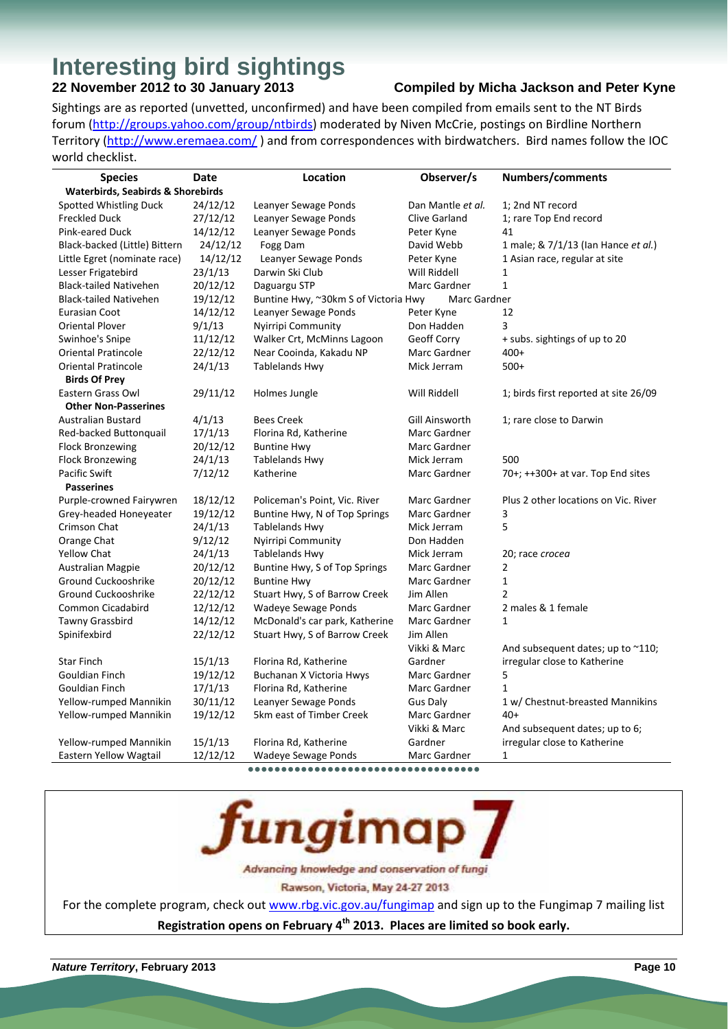# Interesting bird sightings

**22 November 2012 to 30 January 2013** **Compiled by Micha Jackson and Peter Kyne**

Sightings are as reported (unvetted, unconfirmed) and have been compiled from emails sent to the NT Birds forum (http://groups.yahoo.com/group/ntbirds) moderated by Niven McCrie, postings on Birdline Northern Territory (http://www.eremaea.com/ ) and from correspondences with birdwatchers. Bird names follow the IOC world checklist.

| Species | Date | Location | Observer/s | Numbers/comments |
|---|---|---|---|---|
| **Waterbirds, Seabirds & Shorebirds** | | | | |
| Spotted Whistling Duck | 24/12/12 | Leanyer Sewage Ponds | Dan Mantle *et al.* | 1; 2nd NT record |
| Freckled Duck | 27/12/12 | Leanyer Sewage Ponds | Clive Garland | 1; rare Top End record |
| Pink-eared Duck | 14/12/12 | Leanyer Sewage Ponds | Peter Kyne | 41 |
| Black-backed (Little) Bittern | 24/12/12 | Fogg Dam | David Webb | 1 male; & 7/1/13 (Ian Hance *et al.*) |
| Little Egret (nominate race) | 14/12/12 | Leanyer Sewage Ponds | Peter Kyne | 1 Asian race, regular at site |
| Lesser Frigatebird | 23/1/13 | Darwin Ski Club | Will Riddell | 1 |
| Black-tailed Nativehen | 20/12/12 | Daguargu STP | Marc Gardner | 1 |
| Black-tailed Nativehen | 19/12/12 | Buntine Hwy, ~30km S of Victoria Hwy | Marc Gardner | |
| Eurasian Coot | 14/12/12 | Leanyer Sewage Ponds | Peter Kyne | 12 |
| Oriental Plover | 9/1/13 | Nyirripi Community | Don Hadden | 3 |
| Swinhoe's Snipe | 11/12/12 | Walker Crt, McMinns Lagoon | Geoff Corry | + subs. sightings of up to 20 |
| Oriental Pratincole | 22/12/12 | Near Cooinda, Kakadu NP | Marc Gardner | 400+ |
| Oriental Pratincole | 24/1/13 | Tablelands Hwy | Mick Jerram | 500+ |
| **Birds Of Prey** | | | | |
| Eastern Grass Owl | 29/11/12 | Holmes Jungle | Will Riddell | 1; birds first reported at site 26/09 |
| **Other Non-Passerines** | | | | |
| Australian Bustard | 4/1/13 | Bees Creek | Gill Ainsworth | 1; rare close to Darwin |
| Red-backed Buttonquail | 17/1/13 | Florina Rd, Katherine | Marc Gardner | |
| Flock Bronzewing | 20/12/12 | Buntine Hwy | Marc Gardner | |
| Flock Bronzewing | 24/1/13 | Tablelands Hwy | Mick Jerram | 500 |
| Pacific Swift | 7/12/12 | Katherine | Marc Gardner | 70+; ++300+ at var. Top End sites |
| **Passerines** | | | | |
| Purple-crowned Fairywren | 18/12/12 | Policeman's Point, Vic. River | Marc Gardner | Plus 2 other locations on Vic. River |
| Grey-headed Honeyeater | 19/12/12 | Buntine Hwy, N of Top Springs | Marc Gardner | 3 |
| Crimson Chat | 24/1/13 | Tablelands Hwy | Mick Jerram | 5 |
| Orange Chat | 9/12/12 | Nyirripi Community | Don Hadden | |
| Yellow Chat | 24/1/13 | Tablelands Hwy | Mick Jerram | 20; race *crocea* |
| Australian Magpie | 20/12/12 | Buntine Hwy, S of Top Springs | Marc Gardner | 2 |
| Ground Cuckooshrike | 20/12/12 | Buntine Hwy | Marc Gardner | 1 |
| Ground Cuckooshrike | 22/12/12 | Stuart Hwy, S of Barrow Creek | Jim Allen | 2 |
| Common Cicadabird | 12/12/12 | Wadeye Sewage Ponds | Marc Gardner | 2 males & 1 female |
| Tawny Grassbird | 14/12/12 | McDonald's car park, Katherine | Marc Gardner | 1 |
| Spinifexbird | 22/12/12 | Stuart Hwy, S of Barrow Creek | Jim Allen | |
| Star Finch | 15/1/13 | Florina Rd, Katherine | Vikki & Marc Gardner | And subsequent dates; up to ~110; irregular close to Katherine |
| Gouldian Finch | 19/12/12 | Buchanan X Victoria Hwys | Marc Gardner | 5 |
| Gouldian Finch | 17/1/13 | Florina Rd, Katherine | Marc Gardner | 1 |
| Yellow-rumped Mannikin | 30/11/12 | Leanyer Sewage Ponds | Gus Daly | 1 w/ Chestnut-breasted Mannikins |
| Yellow-rumped Mannikin | 19/12/12 | 5km east of Timber Creek | Marc Gardner | 40+ |
| Yellow-rumped Mannikin | 15/1/13 | Florina Rd, Katherine | Vikki & Marc Gardner | And subsequent dates; up to 6; irregular close to Katherine |
| Eastern Yellow Wagtail | 12/12/12 | Wadeye Sewage Ponds | Marc Gardner | 1 |

---

**fungimap 7**

Advancing knowledge and conservation of fungi

Rawson, Victoria, May 24-27 2013

For the complete program, check out www.rbg.vic.gov.au/fungimap and sign up to the Fungimap 7 mailing list

**Registration opens on February 4th 2013. Places are limited so book early.**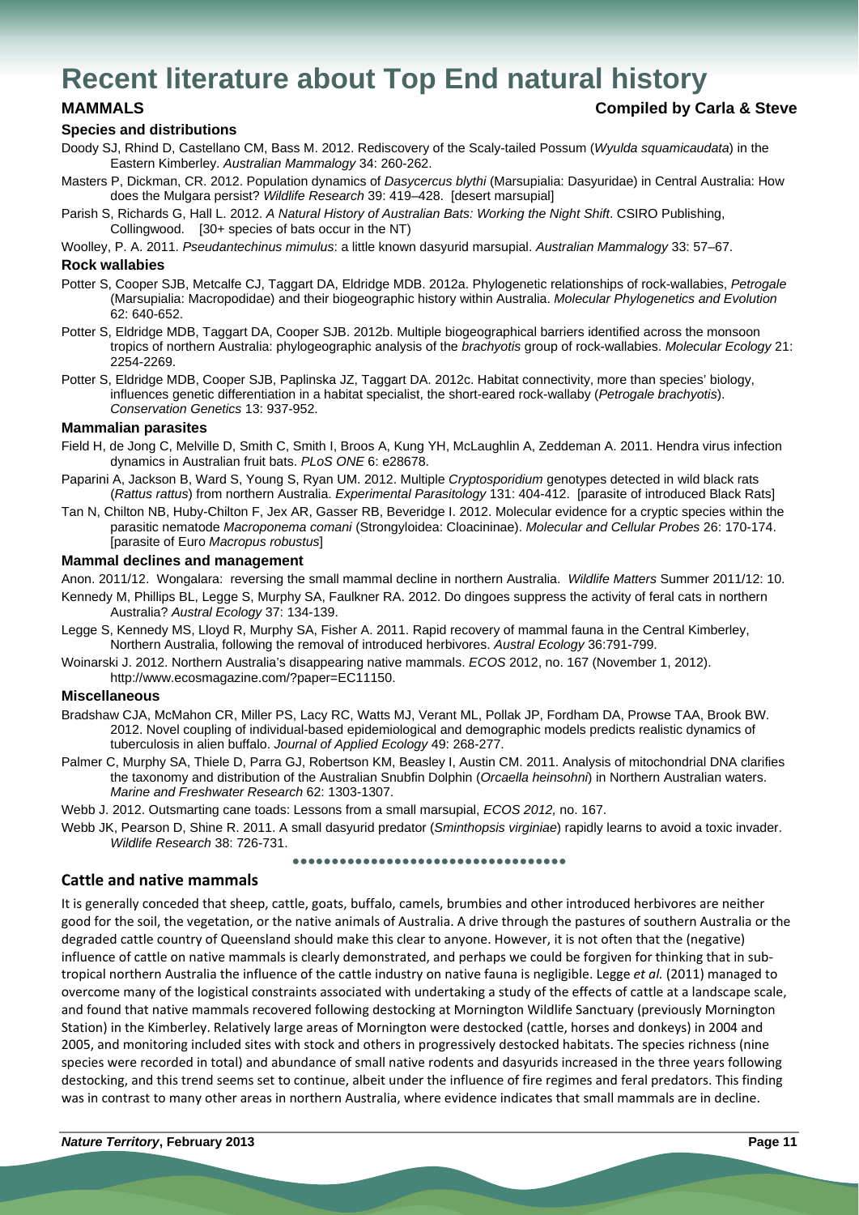# Recent literature about Top End natural history

## MAMMALS

**Compiled by Carla & Steve**

### Species and distributions

Doody SJ, Rhind D, Castellano CM, Bass M. 2012. Rediscovery of the Scaly-tailed Possum (*Wyulda squamicaudata*) in the Eastern Kimberley. *Australian Mammalogy* 34: 260-262.

Masters P, Dickman, CR. 2012. Population dynamics of *Dasycercus blythi* (Marsupialia: Dasyuridae) in Central Australia: How does the Mulgara persist? *Wildlife Research* 39: 419–428. [desert marsupial]

Parish S, Richards G, Hall L. 2012. *A Natural History of Australian Bats: Working the Night Shift*. CSIRO Publishing, Collingwood. [30+ species of bats occur in the NT)

Woolley, P. A. 2011. *Pseudantechinus mimulus*: a little known dasyurid marsupial. *Australian Mammalogy* 33: 57–67.

### Rock wallabies

Potter S, Cooper SJB, Metcalfe CJ, Taggart DA, Eldridge MDB. 2012a. Phylogenetic relationships of rock-wallabies, *Petrogale* (Marsupialia: Macropodidae) and their biogeographic history within Australia. *Molecular Phylogenetics and Evolution* 62: 640-652.

Potter S, Eldridge MDB, Taggart DA, Cooper SJB. 2012b. Multiple biogeographical barriers identified across the monsoon tropics of northern Australia: phylogeographic analysis of the *brachyotis* group of rock-wallabies. *Molecular Ecology* 21: 2254-2269.

Potter S, Eldridge MDB, Cooper SJB, Paplinska JZ, Taggart DA. 2012c. Habitat connectivity, more than species' biology, influences genetic differentiation in a habitat specialist, the short-eared rock-wallaby (*Petrogale brachyotis*). *Conservation Genetics* 13: 937-952.

### Mammalian parasites

Field H, de Jong C, Melville D, Smith C, Smith I, Broos A, Kung YH, McLaughlin A, Zeddeman A. 2011. Hendra virus infection dynamics in Australian fruit bats. *PLoS ONE* 6: e28678.

Paparini A, Jackson B, Ward S, Young S, Ryan UM. 2012. Multiple *Cryptosporidium* genotypes detected in wild black rats (*Rattus rattus*) from northern Australia. *Experimental Parasitology* 131: 404-412. [parasite of introduced Black Rats]

Tan N, Chilton NB, Huby-Chilton F, Jex AR, Gasser RB, Beveridge I. 2012. Molecular evidence for a cryptic species within the parasitic nematode *Macroponema comani* (Strongyloidea: Cloacininae). *Molecular and Cellular Probes* 26: 170-174. [parasite of Euro *Macropus robustus*]

### Mammal declines and management

Anon. 2011/12. Wongalara: reversing the small mammal decline in northern Australia. *Wildlife Matters* Summer 2011/12: 10.

Kennedy M, Phillips BL, Legge S, Murphy SA, Faulkner RA. 2012. Do dingoes suppress the activity of feral cats in northern Australia? *Austral Ecology* 37: 134-139.

Legge S, Kennedy MS, Lloyd R, Murphy SA, Fisher A. 2011. Rapid recovery of mammal fauna in the Central Kimberley, Northern Australia, following the removal of introduced herbivores. *Austral Ecology* 36:791-799.

Woinarski J. 2012. Northern Australia's disappearing native mammals. *ECOS* 2012, no. 167 (November 1, 2012). http://www.ecosmagazine.com/?paper=EC11150.

### Miscellaneous

Bradshaw CJA, McMahon CR, Miller PS, Lacy RC, Watts MJ, Verant ML, Pollak JP, Fordham DA, Prowse TAA, Brook BW. 2012. Novel coupling of individual-based epidemiological and demographic models predicts realistic dynamics of tuberculosis in alien buffalo. *Journal of Applied Ecology* 49: 268-277.

Palmer C, Murphy SA, Thiele D, Parra GJ, Robertson KM, Beasley I, Austin CM. 2011. Analysis of mitochondrial DNA clarifies the taxonomy and distribution of the Australian Snubfin Dolphin (*Orcaella heinsohni*) in Northern Australian waters. *Marine and Freshwater Research* 62: 1303-1307.

Webb J. 2012. Outsmarting cane toads: Lessons from a small marsupial, *ECOS 2012,* no. 167.

Webb JK, Pearson D, Shine R. 2011. A small dasyurid predator (*Sminthopsis virginiae*) rapidly learns to avoid a toxic invader. *Wildlife Research* 38: 726-731.

## Cattle and native mammals

It is generally conceded that sheep, cattle, goats, buffalo, camels, brumbies and other introduced herbivores are neither good for the soil, the vegetation, or the native animals of Australia. A drive through the pastures of southern Australia or the degraded cattle country of Queensland should make this clear to anyone. However, it is not often that the (negative) influence of cattle on native mammals is clearly demonstrated, and perhaps we could be forgiven for thinking that in sub-tropical northern Australia the influence of the cattle industry on native fauna is negligible. Legge *et al.* (2011) managed to overcome many of the logistical constraints associated with undertaking a study of the effects of cattle at a landscape scale, and found that native mammals recovered following destocking at Mornington Wildlife Sanctuary (previously Mornington Station) in the Kimberley. Relatively large areas of Mornington were destocked (cattle, horses and donkeys) in 2004 and 2005, and monitoring included sites with stock and others in progressively destocked habitats. The species richness (nine species were recorded in total) and abundance of small native rodents and dasyurids increased in the three years following destocking, and this trend seems set to continue, albeit under the influence of fire regimes and feral predators. This finding was in contrast to many other areas in northern Australia, where evidence indicates that small mammals are in decline.